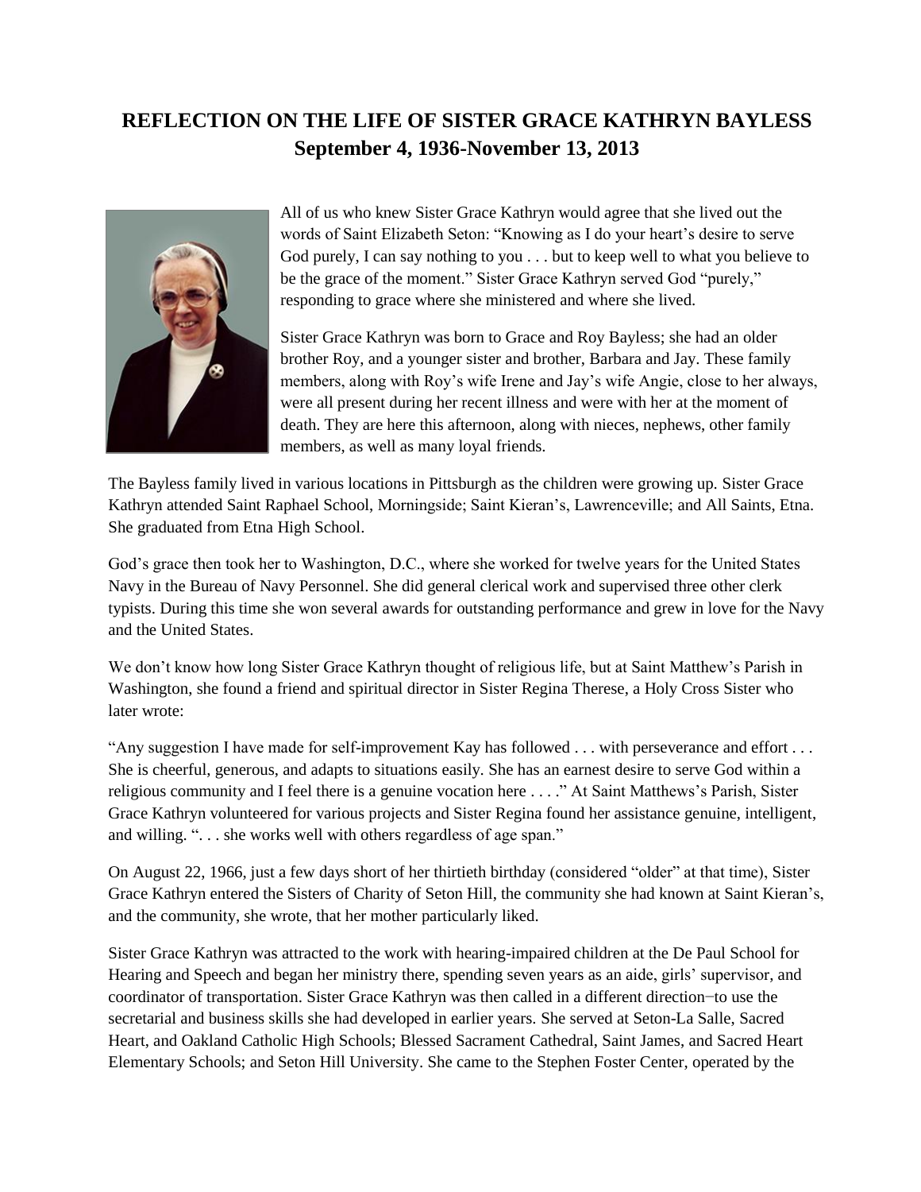# REFLECTION ON THE LIFE OF SISTER GRACE KATHRYN BAYLESS
## September 4, 1936-November 13, 2013

All of us who knew Sister Grace Kathryn would agree that she lived out the words of Saint Elizabeth Seton: "Knowing as I do your heart's desire to serve God purely, I can say nothing to you . . . but to keep well to what you believe to be the grace of the moment." Sister Grace Kathryn served God "purely," responding to grace where she ministered and where she lived.

Sister Grace Kathryn was born to Grace and Roy Bayless; she had an older brother Roy, and a younger sister and brother, Barbara and Jay. These family members, along with Roy's wife Irene and Jay's wife Angie, close to her always, were all present during her recent illness and were with her at the moment of death. They are here this afternoon, along with nieces, nephews, other family members, as well as many loyal friends.

The Bayless family lived in various locations in Pittsburgh as the children were growing up. Sister Grace Kathryn attended Saint Raphael School, Morningside; Saint Kieran's, Lawrenceville; and All Saints, Etna. She graduated from Etna High School.

God's grace then took her to Washington, D.C., where she worked for twelve years for the United States Navy in the Bureau of Navy Personnel. She did general clerical work and supervised three other clerk typists. During this time she won several awards for outstanding performance and grew in love for the Navy and the United States.

We don't know how long Sister Grace Kathryn thought of religious life, but at Saint Matthew's Parish in Washington, she found a friend and spiritual director in Sister Regina Therese, a Holy Cross Sister who later wrote:

"Any suggestion I have made for self-improvement Kay has followed . . . with perseverance and effort . . . She is cheerful, generous, and adapts to situations easily. She has an earnest desire to serve God within a religious community and I feel there is a genuine vocation here . . . ." At Saint Matthews's Parish, Sister Grace Kathryn volunteered for various projects and Sister Regina found her assistance genuine, intelligent, and willing. ". . . she works well with others regardless of age span."

On August 22, 1966, just a few days short of her thirtieth birthday (considered "older" at that time), Sister Grace Kathryn entered the Sisters of Charity of Seton Hill, the community she had known at Saint Kieran's, and the community, she wrote, that her mother particularly liked.

Sister Grace Kathryn was attracted to the work with hearing-impaired children at the De Paul School for Hearing and Speech and began her ministry there, spending seven years as an aide, girls' supervisor, and coordinator of transportation. Sister Grace Kathryn was then called in a different direction−to use the secretarial and business skills she had developed in earlier years. She served at Seton-La Salle, Sacred Heart, and Oakland Catholic High Schools; Blessed Sacrament Cathedral, Saint James, and Sacred Heart Elementary Schools; and Seton Hill University. She came to the Stephen Foster Center, operated by the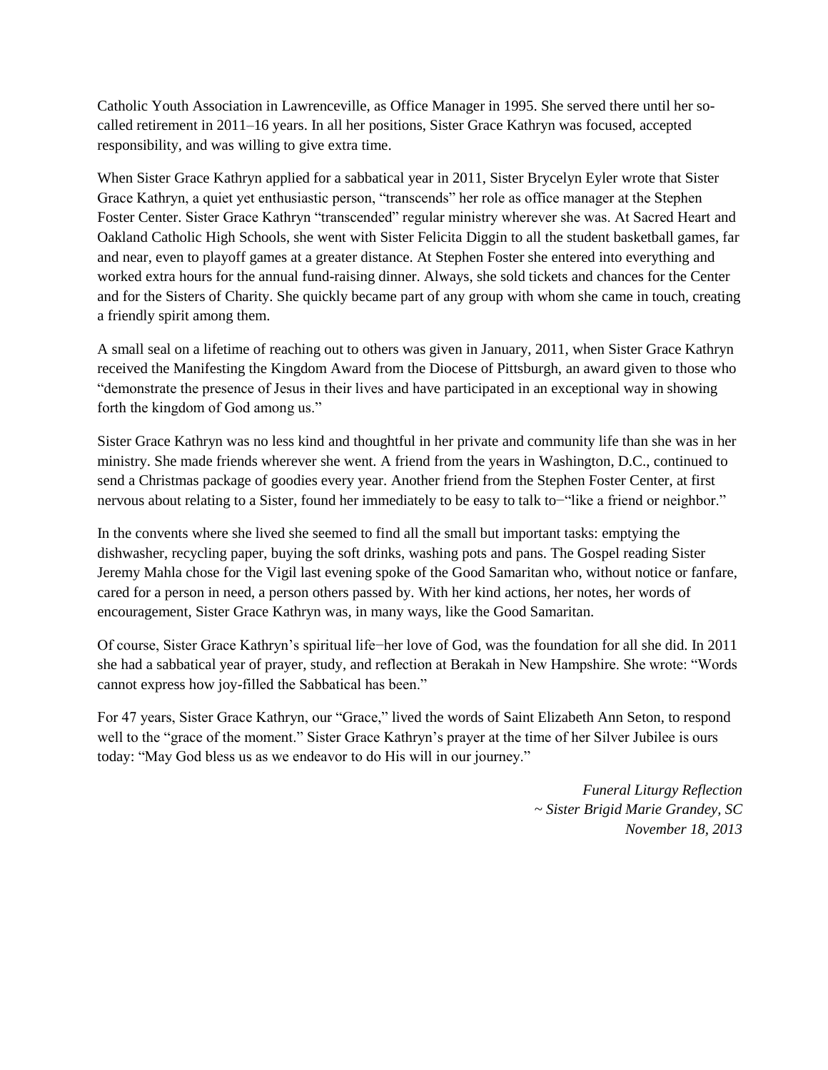Catholic Youth Association in Lawrenceville, as Office Manager in 1995. She served there until her so-called retirement in 2011–16 years. In all her positions, Sister Grace Kathryn was focused, accepted responsibility, and was willing to give extra time.

When Sister Grace Kathryn applied for a sabbatical year in 2011, Sister Brycelyn Eyler wrote that Sister Grace Kathryn, a quiet yet enthusiastic person, "transcends" her role as office manager at the Stephen Foster Center. Sister Grace Kathryn "transcended" regular ministry wherever she was. At Sacred Heart and Oakland Catholic High Schools, she went with Sister Felicita Diggin to all the student basketball games, far and near, even to playoff games at a greater distance. At Stephen Foster she entered into everything and worked extra hours for the annual fund-raising dinner. Always, she sold tickets and chances for the Center and for the Sisters of Charity. She quickly became part of any group with whom she came in touch, creating a friendly spirit among them.

A small seal on a lifetime of reaching out to others was given in January, 2011, when Sister Grace Kathryn received the Manifesting the Kingdom Award from the Diocese of Pittsburgh, an award given to those who "demonstrate the presence of Jesus in their lives and have participated in an exceptional way in showing forth the kingdom of God among us."

Sister Grace Kathryn was no less kind and thoughtful in her private and community life than she was in her ministry. She made friends wherever she went. A friend from the years in Washington, D.C., continued to send a Christmas package of goodies every year. Another friend from the Stephen Foster Center, at first nervous about relating to a Sister, found her immediately to be easy to talk to−"like a friend or neighbor."

In the convents where she lived she seemed to find all the small but important tasks: emptying the dishwasher, recycling paper, buying the soft drinks, washing pots and pans. The Gospel reading Sister Jeremy Mahla chose for the Vigil last evening spoke of the Good Samaritan who, without notice or fanfare, cared for a person in need, a person others passed by. With her kind actions, her notes, her words of encouragement, Sister Grace Kathryn was, in many ways, like the Good Samaritan.

Of course, Sister Grace Kathryn's spiritual life−her love of God, was the foundation for all she did. In 2011 she had a sabbatical year of prayer, study, and reflection at Berakah in New Hampshire. She wrote: "Words cannot express how joy-filled the Sabbatical has been."

For 47 years, Sister Grace Kathryn, our "Grace," lived the words of Saint Elizabeth Ann Seton, to respond well to the "grace of the moment." Sister Grace Kathryn's prayer at the time of her Silver Jubilee is ours today: "May God bless us as we endeavor to do His will in our journey."

*Funeral Liturgy Reflection*
*~ Sister Brigid Marie Grandey, SC*
*November 18, 2013*